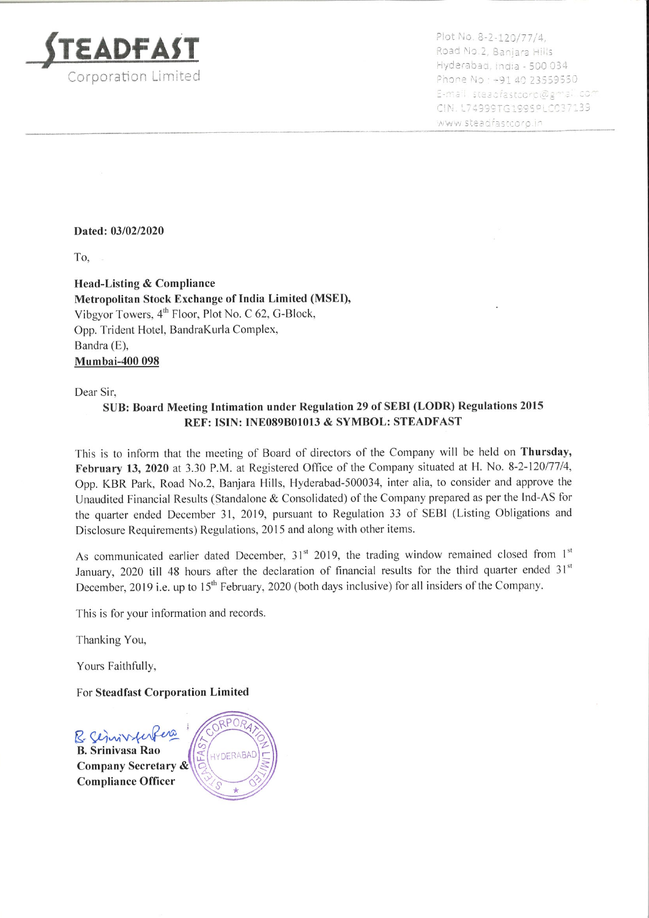**STEADFAST**
Corporation Limited

Plot No. 8-2-120/77/4,
Road No.2, Banjara Hills
Hyderabad, India - 500 034
Phone No : +91 40 23559550
E-mail: steadfastcorp@gmail.com
CIN: L74999TG1995PLC037139
www.steadfastcorp.in

**Dated: 03/02/2020**

To,

**Head-Listing & Compliance**
**Metropolitan Stock Exchange of India Limited (MSEI),**
Vibgyor Towers, 4th Floor, Plot No. C 62, G-Block,
Opp. Trident Hotel, BandraKurla Complex,
Bandra (E),
**Mumbai-400 098**

Dear Sir,

**SUB: Board Meeting Intimation under Regulation 29 of SEBI (LODR) Regulations 2015**
**REF: ISIN: INE089B01013 & SYMBOL: STEADFAST**

This is to inform that the meeting of Board of directors of the Company will be held on **Thursday, February 13, 2020** at 3.30 P.M. at Registered Office of the Company situated at H. No. 8-2-120/77/4, Opp. KBR Park, Road No.2, Banjara Hills, Hyderabad-500034, inter alia, to consider and approve the Unaudited Financial Results (Standalone & Consolidated) of the Company prepared as per the Ind-AS for the quarter ended December 31, 2019, pursuant to Regulation 33 of SEBI (Listing Obligations and Disclosure Requirements) Regulations, 2015 and along with other items.

As communicated earlier dated December, 31st 2019, the trading window remained closed from 1st January, 2020 till 48 hours after the declaration of financial results for the third quarter ended 31st December, 2019 i.e. up to 15th February, 2020 (both days inclusive) for all insiders of the Company.

This is for your information and records.

Thanking You,

Yours Faithfully,

For **Steadfast Corporation Limited**

**B. Srinivasa Rao**
**Company Secretary &**
**Compliance Officer**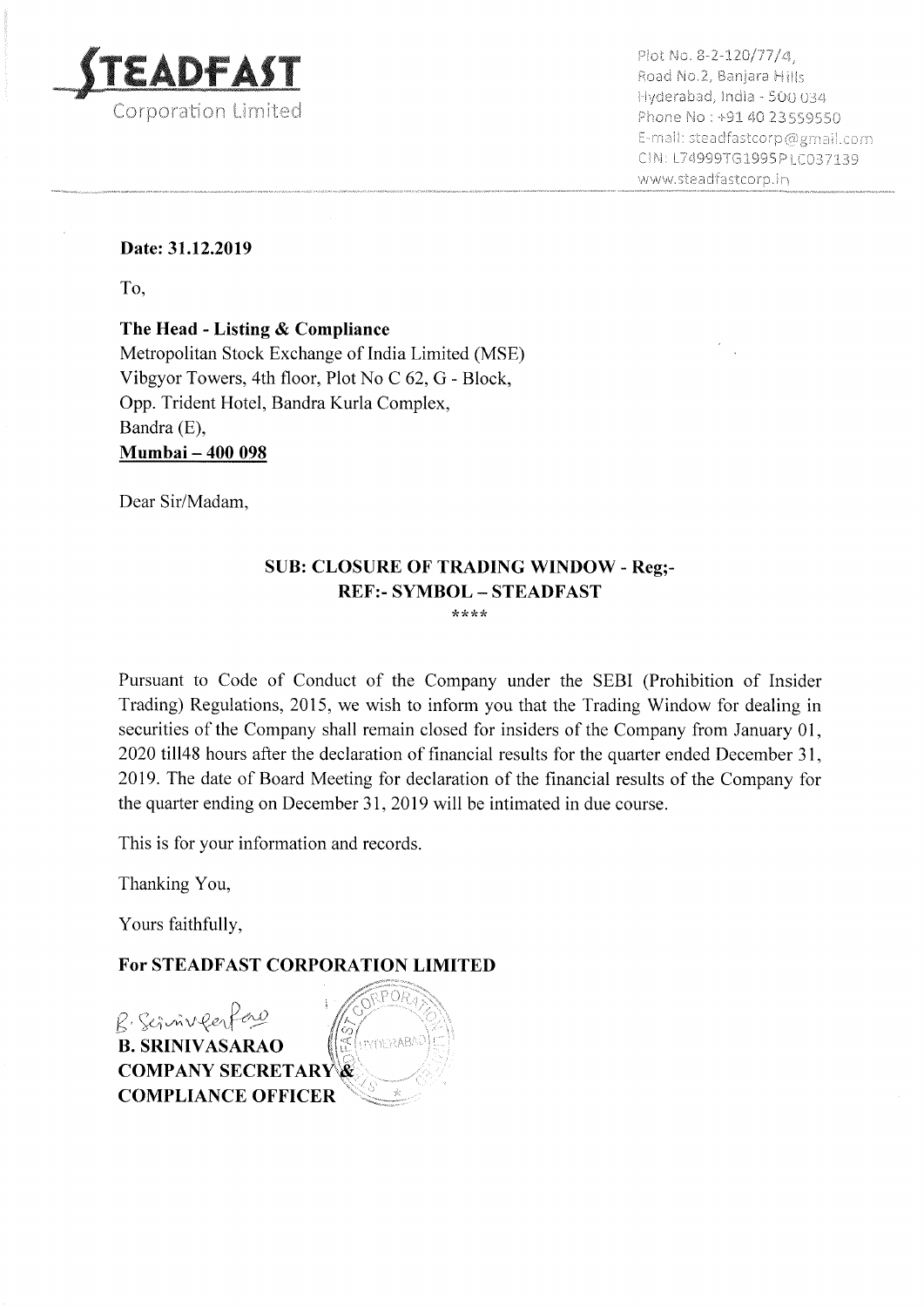**STEADFAST**
Corporation Limited

Plot No. 8-2-120/77/4,
Road No.2, Banjara Hills
Hyderabad, India - 500 034
Phone No : +91 40 23559550
E-mail: steadfastcorp@gmail.com
CIN: L74999TG1995PLC037139
www.steadfastcorp.in

**Date: 31.12.2019**

To,

**The Head - Listing & Compliance**
Metropolitan Stock Exchange of India Limited (MSE)
Vibgyor Towers, 4th floor, Plot No C 62, G - Block,
Opp. Trident Hotel, Bandra Kurla Complex,
Bandra (E),
**Mumbai – 400 098**

Dear Sir/Madam,

**SUB: CLOSURE OF TRADING WINDOW - Reg;-**
**REF:- SYMBOL – STEADFAST**

****

Pursuant to Code of Conduct of the Company under the SEBI (Prohibition of Insider Trading) Regulations, 2015, we wish to inform you that the Trading Window for dealing in securities of the Company shall remain closed for insiders of the Company from January 01, 2020 till48 hours after the declaration of financial results for the quarter ended December 31, 2019. The date of Board Meeting for declaration of the financial results of the Company for the quarter ending on December 31, 2019 will be intimated in due course.

This is for your information and records.

Thanking You,

Yours faithfully,

**For STEADFAST CORPORATION LIMITED**

**B. SRINIVASARAO**
**COMPANY SECRETARY &**
**COMPLIANCE OFFICER**